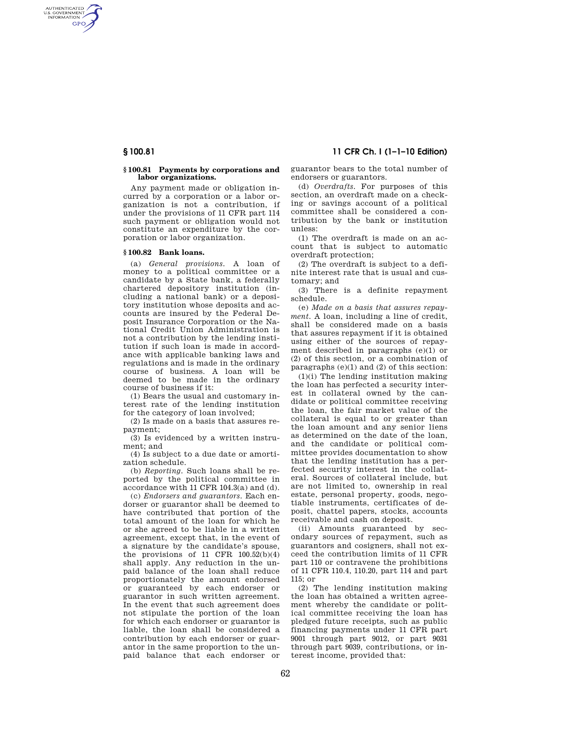### § 100.81 Payments by corporations and labor organizations.

Any payment made or obligation incurred by a corporation or a labor organization is not a contribution, if under the provisions of 11 CFR part 114 such payment or obligation would not constitute an expenditure by the corporation or labor organization.

### § 100.82 Bank loans.

(a) *General provisions.* A loan of money to a political committee or a candidate by a State bank, a federally chartered depository institution (including a national bank) or a depository institution whose deposits and accounts are insured by the Federal Deposit Insurance Corporation or the National Credit Union Administration is not a contribution by the lending institution if such loan is made in accordance with applicable banking laws and regulations and is made in the ordinary course of business. A loan will be deemed to be made in the ordinary course of business if it:

(1) Bears the usual and customary interest rate of the lending institution for the category of loan involved;

(2) Is made on a basis that assures repayment;

(3) Is evidenced by a written instrument; and

(4) Is subject to a due date or amortization schedule.

(b) *Reporting.* Such loans shall be reported by the political committee in accordance with 11 CFR 104.3(a) and (d).

(c) *Endorsers and guarantors.* Each endorser or guarantor shall be deemed to have contributed that portion of the total amount of the loan for which he or she agreed to be liable in a written agreement, except that, in the event of a signature by the candidate's spouse, the provisions of 11 CFR 100.52(b)(4) shall apply. Any reduction in the unpaid balance of the loan shall reduce proportionately the amount endorsed or guaranteed by each endorser or guarantor in such written agreement. In the event that such agreement does not stipulate the portion of the loan for which each endorser or guarantor is liable, the loan shall be considered a contribution by each endorser or guarantor in the same proportion to the unpaid balance that each endorser or guarantor bears to the total number of endorsers or guarantors.

(d) *Overdrafts.* For purposes of this section, an overdraft made on a checking or savings account of a political committee shall be considered a contribution by the bank or institution unless:

(1) The overdraft is made on an account that is subject to automatic overdraft protection;

(2) The overdraft is subject to a definite interest rate that is usual and customary; and

(3) There is a definite repayment schedule.

(e) *Made on a basis that assures repayment.* A loan, including a line of credit, shall be considered made on a basis that assures repayment if it is obtained using either of the sources of repayment described in paragraphs (e)(1) or (2) of this section, or a combination of paragraphs (e)(1) and (2) of this section:

(1)(i) The lending institution making the loan has perfected a security interest in collateral owned by the candidate or political committee receiving the loan, the fair market value of the collateral is equal to or greater than the loan amount and any senior liens as determined on the date of the loan, and the candidate or political committee provides documentation to show that the lending institution has a perfected security interest in the collateral. Sources of collateral include, but are not limited to, ownership in real estate, personal property, goods, negotiable instruments, certificates of deposit, chattel papers, stocks, accounts receivable and cash on deposit.

(ii) Amounts guaranteed by secondary sources of repayment, such as guarantors and cosigners, shall not exceed the contribution limits of 11 CFR part 110 or contravene the prohibitions of 11 CFR 110.4, 110.20, part 114 and part 115; or

(2) The lending institution making the loan has obtained a written agreement whereby the candidate or political committee receiving the loan has pledged future receipts, such as public financing payments under 11 CFR part 9001 through part 9012, or part 9031 through part 9039, contributions, or interest income, provided that: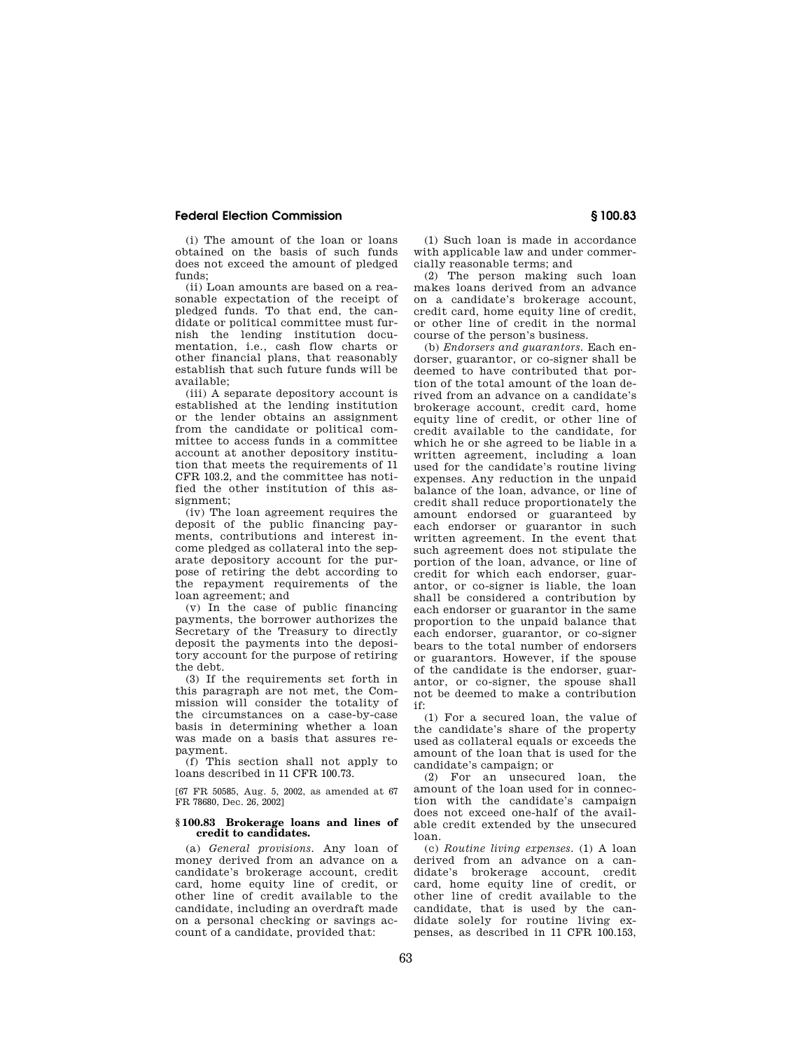(i) The amount of the loan or loans obtained on the basis of such funds does not exceed the amount of pledged funds;

(ii) Loan amounts are based on a reasonable expectation of the receipt of pledged funds. To that end, the candidate or political committee must furnish the lending institution documentation, i.e., cash flow charts or other financial plans, that reasonably establish that such future funds will be available;

(iii) A separate depository account is established at the lending institution or the lender obtains an assignment from the candidate or political committee to access funds in a committee account at another depository institution that meets the requirements of 11 CFR 103.2, and the committee has notified the other institution of this assignment;

(iv) The loan agreement requires the deposit of the public financing payments, contributions and interest income pledged as collateral into the separate depository account for the purpose of retiring the debt according to the repayment requirements of the loan agreement; and

(v) In the case of public financing payments, the borrower authorizes the Secretary of the Treasury to directly deposit the payments into the depository account for the purpose of retiring the debt.

(3) If the requirements set forth in this paragraph are not met, the Commission will consider the totality of the circumstances on a case-by-case basis in determining whether a loan was made on a basis that assures repayment.

(f) This section shall not apply to loans described in 11 CFR 100.73.

[67 FR 50585, Aug. 5, 2002, as amended at 67 FR 78680, Dec. 26, 2002]

### § 100.83 Brokerage loans and lines of credit to candidates.

(a) *General provisions.* Any loan of money derived from an advance on a candidate's brokerage account, credit card, home equity line of credit, or other line of credit available to the candidate, including an overdraft made on a personal checking or savings account of a candidate, provided that:

(1) Such loan is made in accordance with applicable law and under commercially reasonable terms; and

(2) The person making such loan makes loans derived from an advance on a candidate's brokerage account, credit card, home equity line of credit, or other line of credit in the normal course of the person's business.

(b) *Endorsers and guarantors.* Each endorser, guarantor, or co-signer shall be deemed to have contributed that portion of the total amount of the loan derived from an advance on a candidate's brokerage account, credit card, home equity line of credit, or other line of credit available to the candidate, for which he or she agreed to be liable in a written agreement, including a loan used for the candidate's routine living expenses. Any reduction in the unpaid balance of the loan, advance, or line of credit shall reduce proportionately the amount endorsed or guaranteed by each endorser or guarantor in such written agreement. In the event that such agreement does not stipulate the portion of the loan, advance, or line of credit for which each endorser, guarantor, or co-signer is liable, the loan shall be considered a contribution by each endorser or guarantor in the same proportion to the unpaid balance that each endorser, guarantor, or co-signer bears to the total number of endorsers or guarantors. However, if the spouse of the candidate is the endorser, guarantor, or co-signer, the spouse shall not be deemed to make a contribution if:

(1) For a secured loan, the value of the candidate's share of the property used as collateral equals or exceeds the amount of the loan that is used for the candidate's campaign; or

(2) For an unsecured loan, the amount of the loan used for in connection with the candidate's campaign does not exceed one-half of the available credit extended by the unsecured loan.

(c) *Routine living expenses.* (1) A loan derived from an advance on a candidate's brokerage account, credit card, home equity line of credit, or other line of credit available to the candidate, that is used by the candidate solely for routine living expenses, as described in 11 CFR 100.153,